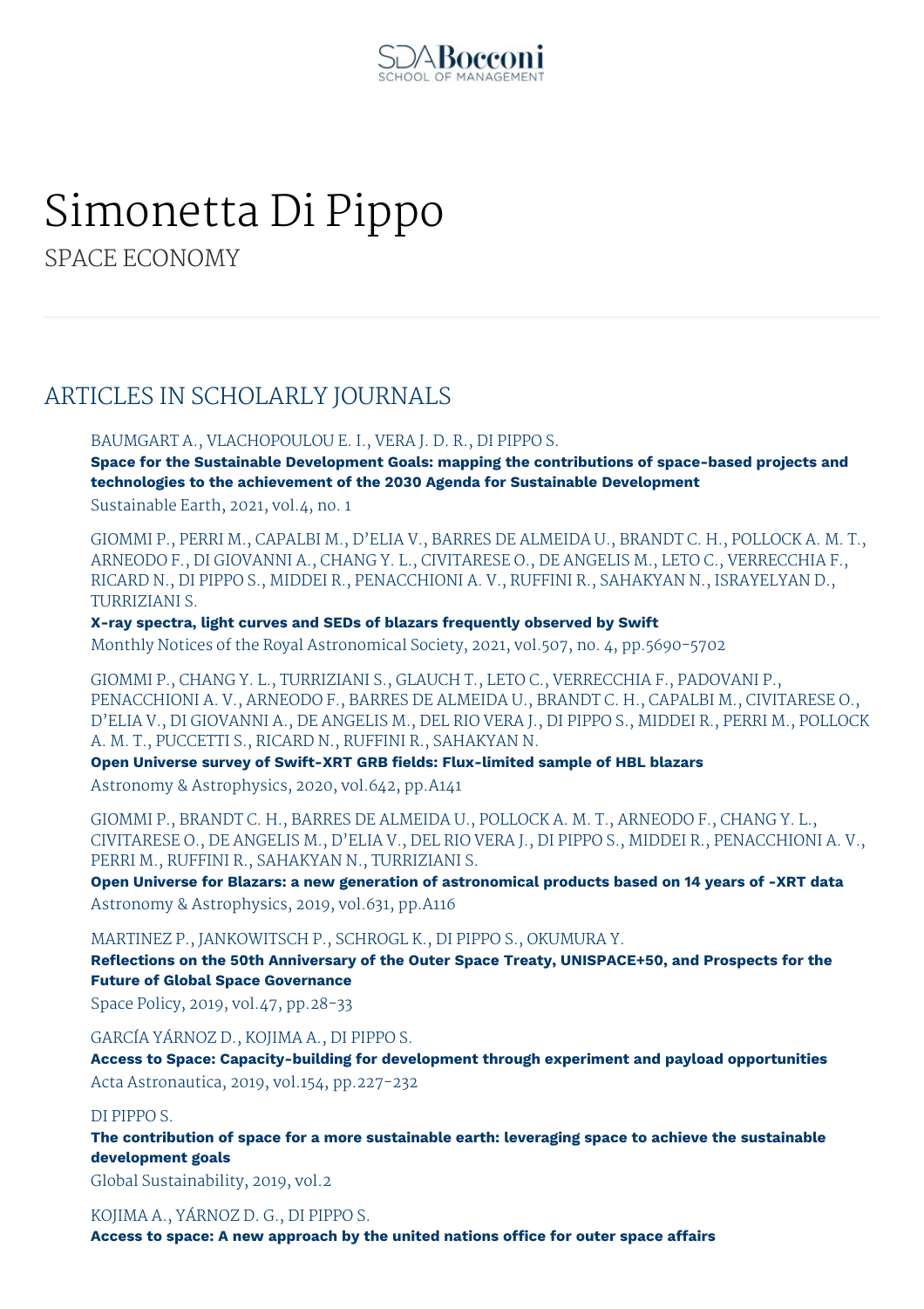# Simonetta Di Pippo

SPACE ECONOMY

## ARTICLES IN SCHOLARLY JOURNALS

BAUMGART A., VLACHOPOULOU E. I., VERA J. D. R., DI PIPPO S.
**Space for the Sustainable Development Goals: mapping the contributions of space-based projects and technologies to the achievement of the 2030 Agenda for Sustainable Development**
Sustainable Earth, 2021, vol.4, no. 1

GIOMMI P., PERRI M., CAPALBI M., D'ELIA V., BARRES DE ALMEIDA U., BRANDT C. H., POLLOCK A. M. T., ARNEODO F., DI GIOVANNI A., CHANG Y. L., CIVITARESE O., DE ANGELIS M., LETO C., VERRECCHIA F., RICARD N., DI PIPPO S., MIDDEI R., PENACCHIONI A. V., RUFFINI R., SAHAKYAN N., ISRAYELYAN D., TURRIZIANI S.
**X-ray spectra, light curves and SEDs of blazars frequently observed by Swift**
Monthly Notices of the Royal Astronomical Society, 2021, vol.507, no. 4, pp.5690-5702

GIOMMI P., CHANG Y. L., TURRIZIANI S., GLAUCH T., LETO C., VERRECCHIA F., PADOVANI P., PENACCHIONI A. V., ARNEODO F., BARRES DE ALMEIDA U., BRANDT C. H., CAPALBI M., CIVITARESE O., D'ELIA V., DI GIOVANNI A., DE ANGELIS M., DEL RIO VERA J., DI PIPPO S., MIDDEI R., PERRI M., POLLOCK A. M. T., PUCCETTI S., RICARD N., RUFFINI R., SAHAKYAN N.
**Open Universe survey of Swift-XRT GRB fields: Flux-limited sample of HBL blazars**
Astronomy & Astrophysics, 2020, vol.642, pp.A141

GIOMMI P., BRANDT C. H., BARRES DE ALMEIDA U., POLLOCK A. M. T., ARNEODO F., CHANG Y. L., CIVITARESE O., DE ANGELIS M., D'ELIA V., DEL RIO VERA J., DI PIPPO S., MIDDEI R., PENACCHIONI A. V., PERRI M., RUFFINI R., SAHAKYAN N., TURRIZIANI S.
**Open Universe for Blazars: a new generation of astronomical products based on 14 years of -XRT data**
Astronomy & Astrophysics, 2019, vol.631, pp.A116

MARTINEZ P., JANKOWITSCH P., SCHROGL K., DI PIPPO S., OKUMURA Y.
**Reflections on the 50th Anniversary of the Outer Space Treaty, UNISPACE+50, and Prospects for the Future of Global Space Governance**
Space Policy, 2019, vol.47, pp.28-33

GARCÍA YÁRNOZ D., KOJIMA A., DI PIPPO S.
**Access to Space: Capacity-building for development through experiment and payload opportunities**
Acta Astronautica, 2019, vol.154, pp.227-232

DI PIPPO S.
**The contribution of space for a more sustainable earth: leveraging space to achieve the sustainable development goals**
Global Sustainability, 2019, vol.2

KOJIMA A., YÁRNOZ D. G., DI PIPPO S.
**Access to space: A new approach by the united nations office for outer space affairs**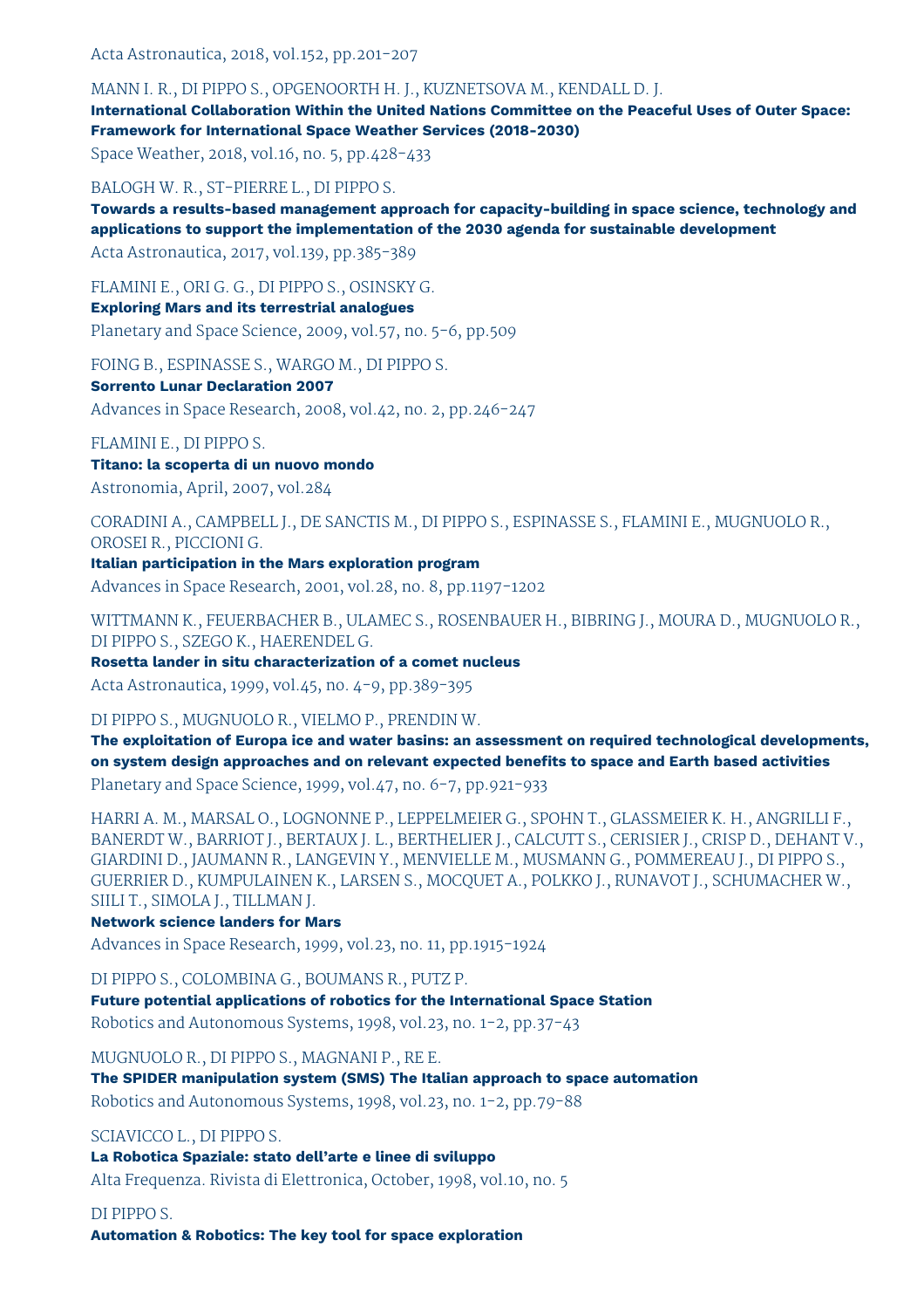Acta Astronautica, 2018, vol.152, pp.201-207

MANN I. R., DI PIPPO S., OPGENOORTH H. J., KUZNETSOVA M., KENDALL D. J.
**International Collaboration Within the United Nations Committee on the Peaceful Uses of Outer Space: Framework for International Space Weather Services (2018-2030)**
Space Weather, 2018, vol.16, no. 5, pp.428-433

BALOGH W. R., ST-PIERRE L., DI PIPPO S.
**Towards a results-based management approach for capacity-building in space science, technology and applications to support the implementation of the 2030 agenda for sustainable development**
Acta Astronautica, 2017, vol.139, pp.385-389

FLAMINI E., ORI G. G., DI PIPPO S., OSINSKY G.
**Exploring Mars and its terrestrial analogues**
Planetary and Space Science, 2009, vol.57, no. 5-6, pp.509

FOING B., ESPINASSE S., WARGO M., DI PIPPO S.
**Sorrento Lunar Declaration 2007**
Advances in Space Research, 2008, vol.42, no. 2, pp.246-247

FLAMINI E., DI PIPPO S.
**Titano: la scoperta di un nuovo mondo**
Astronomia, April, 2007, vol.284

CORADINI A., CAMPBELL J., DE SANCTIS M., DI PIPPO S., ESPINASSE S., FLAMINI E., MUGNUOLO R., OROSEI R., PICCIONI G.
**Italian participation in the Mars exploration program**
Advances in Space Research, 2001, vol.28, no. 8, pp.1197-1202

WITTMANN K., FEUERBACHER B., ULAMEC S., ROSENBAUER H., BIBRING J., MOURA D., MUGNUOLO R., DI PIPPO S., SZEGO K., HAERENDEL G.
**Rosetta lander in situ characterization of a comet nucleus**
Acta Astronautica, 1999, vol.45, no. 4-9, pp.389-395

DI PIPPO S., MUGNUOLO R., VIELMO P., PRENDIN W.
**The exploitation of Europa ice and water basins: an assessment on required technological developments, on system design approaches and on relevant expected benefits to space and Earth based activities**
Planetary and Space Science, 1999, vol.47, no. 6-7, pp.921-933

HARRI A. M., MARSAL O., LOGNONNE P., LEPPELMEIER G., SPOHN T., GLASSMEIER K. H., ANGRILLI F., BANERDT W., BARRIOT J., BERTAUX J. L., BERTHELIER J., CALCUTT S., CERISIER J., CRISP D., DEHANT V., GIARDINI D., JAUMANN R., LANGEVIN Y., MENVIELLE M., MUSMANN G., POMMEREAU J., DI PIPPO S., GUERRIER D., KUMPULAINEN K., LARSEN S., MOCQUET A., POLKKO J., RUNAVOT J., SCHUMACHER W., SIILI T., SIMOLA J., TILLMAN J.
**Network science landers for Mars**
Advances in Space Research, 1999, vol.23, no. 11, pp.1915-1924

DI PIPPO S., COLOMBINA G., BOUMANS R., PUTZ P.
**Future potential applications of robotics for the International Space Station**
Robotics and Autonomous Systems, 1998, vol.23, no. 1-2, pp.37-43

MUGNUOLO R., DI PIPPO S., MAGNANI P., RE E.
**The SPIDER manipulation system (SMS) The Italian approach to space automation**
Robotics and Autonomous Systems, 1998, vol.23, no. 1-2, pp.79-88

SCIAVICCO L., DI PIPPO S.
**La Robotica Spaziale: stato dell'arte e linee di sviluppo**
Alta Frequenza. Rivista di Elettronica, October, 1998, vol.10, no. 5

DI PIPPO S.
**Automation & Robotics: The key tool for space exploration**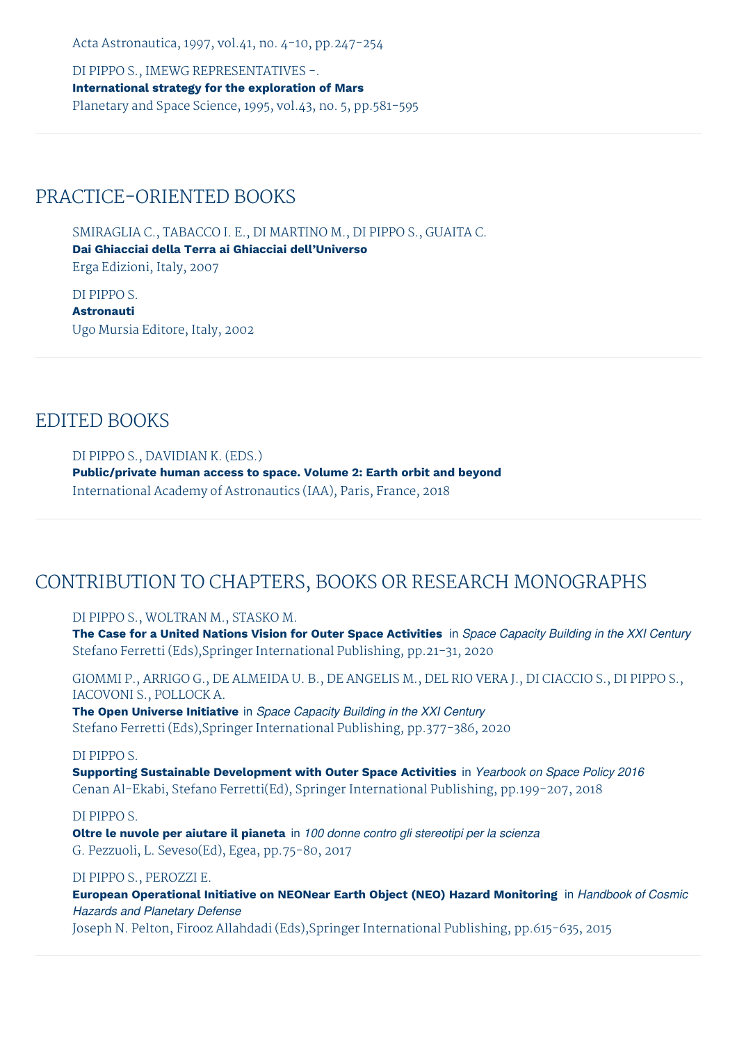Acta Astronautica, 1997, vol.41, no. 4-10, pp.247-254

DI PIPPO S., IMEWG REPRESENTATIVES -.
**International strategy for the exploration of Mars**
Planetary and Space Science, 1995, vol.43, no. 5, pp.581-595

## PRACTICE-ORIENTED BOOKS

SMIRAGLIA C., TABACCO I. E., DI MARTINO M., DI PIPPO S., GUAITA C.
**Dai Ghiacciai della Terra ai Ghiacciai dell'Universo**
Erga Edizioni, Italy, 2007

DI PIPPO S.
**Astronauti**
Ugo Mursia Editore, Italy, 2002

## EDITED BOOKS

DI PIPPO S., DAVIDIAN K. (EDS.)
**Public/private human access to space. Volume 2: Earth orbit and beyond**
International Academy of Astronautics (IAA), Paris, France, 2018

## CONTRIBUTION TO CHAPTERS, BOOKS OR RESEARCH MONOGRAPHS

DI PIPPO S., WOLTRAN M., STASKO M.
**The Case for a United Nations Vision for Outer Space Activities** in *Space Capacity Building in the XXI Century*
Stefano Ferretti (Eds),Springer International Publishing, pp.21-31, 2020

GIOMMI P., ARRIGO G., DE ALMEIDA U. B., DE ANGELIS M., DEL RIO VERA J., DI CIACCIO S., DI PIPPO S., IACOVONI S., POLLOCK A.
**The Open Universe Initiative** in *Space Capacity Building in the XXI Century*
Stefano Ferretti (Eds),Springer International Publishing, pp.377-386, 2020

DI PIPPO S.
**Supporting Sustainable Development with Outer Space Activities** in *Yearbook on Space Policy 2016*
Cenan Al-Ekabi, Stefano Ferretti(Ed), Springer International Publishing, pp.199-207, 2018

DI PIPPO S.
**Oltre le nuvole per aiutare il pianeta** in *100 donne contro gli stereotipi per la scienza*
G. Pezzuoli, L. Seveso(Ed), Egea, pp.75-80, 2017

DI PIPPO S., PEROZZI E.
**European Operational Initiative on NEONear Earth Object (NEO) Hazard Monitoring** in *Handbook of Cosmic Hazards and Planetary Defense*
Joseph N. Pelton, Firooz Allahdadi (Eds),Springer International Publishing, pp.615-635, 2015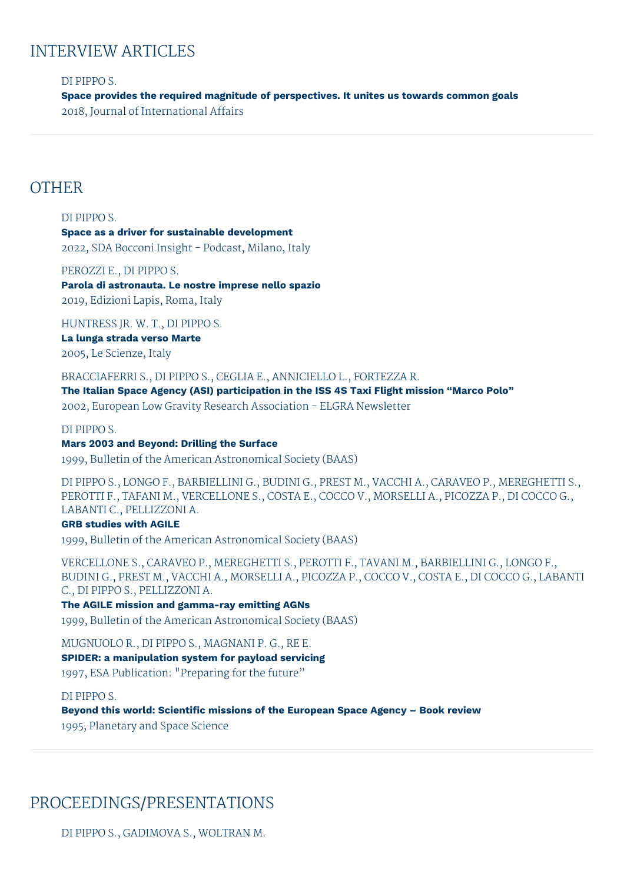## INTERVIEW ARTICLES

DI PIPPO S.
**Space provides the required magnitude of perspectives. It unites us towards common goals**
2018, Journal of International Affairs

## OTHER

DI PIPPO S.
**Space as a driver for sustainable development**
2022, SDA Bocconi Insight - Podcast, Milano, Italy

PEROZZI E., DI PIPPO S.
**Parola di astronauta. Le nostre imprese nello spazio**
2019, Edizioni Lapis, Roma, Italy

HUNTRESS JR. W. T., DI PIPPO S.
**La lunga strada verso Marte**
2005, Le Scienze, Italy

BRACCIAFERRI S., DI PIPPO S., CEGLIA E., ANNICIELLO L., FORTEZZA R.
**The Italian Space Agency (ASI) participation in the ISS 4S Taxi Flight mission "Marco Polo"**
2002, European Low Gravity Research Association - ELGRA Newsletter

DI PIPPO S.
**Mars 2003 and Beyond: Drilling the Surface**
1999, Bulletin of the American Astronomical Society (BAAS)

DI PIPPO S., LONGO F., BARBIELLINI G., BUDINI G., PREST M., VACCHI A., CARAVEO P., MEREGHETTI S., PEROTTI F., TAFANI M., VERCELLONE S., COSTA E., COCCO V., MORSELLI A., PICOZZA P., DI COCCO G., LABANTI C., PELLIZZONI A.
**GRB studies with AGILE**
1999, Bulletin of the American Astronomical Society (BAAS)

VERCELLONE S., CARAVEO P., MEREGHETTI S., PEROTTI F., TAVANI M., BARBIELLINI G., LONGO F., BUDINI G., PREST M., VACCHI A., MORSELLI A., PICOZZA P., COCCO V., COSTA E., DI COCCO G., LABANTI C., DI PIPPO S., PELLIZZONI A.
**The AGILE mission and gamma-ray emitting AGNs**
1999, Bulletin of the American Astronomical Society (BAAS)

MUGNUOLO R., DI PIPPO S., MAGNANI P. G., RE E.
**SPIDER: a manipulation system for payload servicing**
1997, ESA Publication: "Preparing for the future"

DI PIPPO S.
**Beyond this world: Scientific missions of the European Space Agency – Book review**
1995, Planetary and Space Science

## PROCEEDINGS/PRESENTATIONS

DI PIPPO S., GADIMOVA S., WOLTRAN M.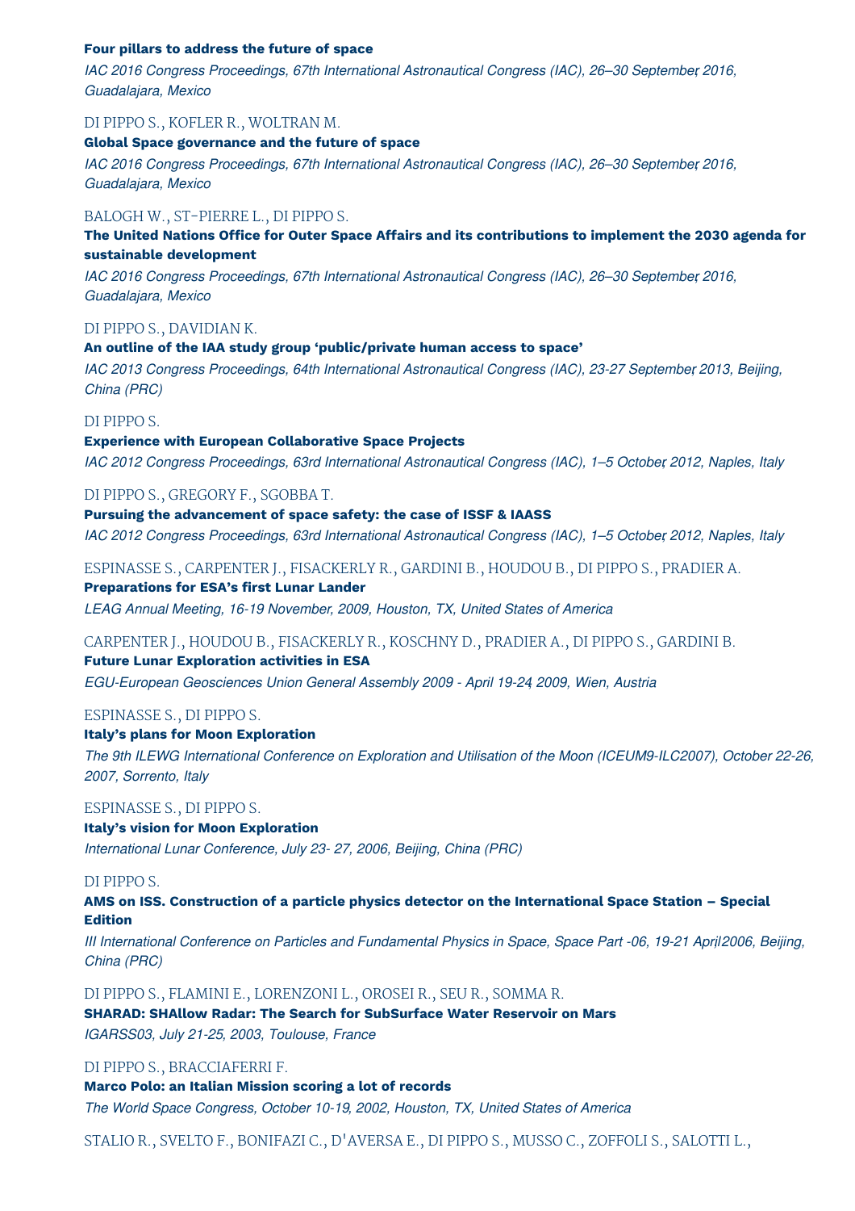**Four pillars to address the future of space**

*IAC 2016 Congress Proceedings, 67th International Astronautical Congress (IAC), 26–30 September, 2016, Guadalajara, Mexico*

DI PIPPO S., KOFLER R., WOLTRAN M.

**Global Space governance and the future of space**

*IAC 2016 Congress Proceedings, 67th International Astronautical Congress (IAC), 26–30 September, 2016, Guadalajara, Mexico*

BALOGH W., ST-PIERRE L., DI PIPPO S.

**The United Nations Office for Outer Space Affairs and its contributions to implement the 2030 agenda for sustainable development**

*IAC 2016 Congress Proceedings, 67th International Astronautical Congress (IAC), 26–30 September, 2016, Guadalajara, Mexico*

DI PIPPO S., DAVIDIAN K.

**An outline of the IAA study group 'public/private human access to space'**

*IAC 2013 Congress Proceedings, 64th International Astronautical Congress (IAC), 23-27 September, 2013, Beijing, China (PRC)*

DI PIPPO S.

**Experience with European Collaborative Space Projects**

*IAC 2012 Congress Proceedings, 63rd International Astronautical Congress (IAC), 1–5 October, 2012, Naples, Italy*

DI PIPPO S., GREGORY F., SGOBBA T.

**Pursuing the advancement of space safety: the case of ISSF & IAASS**

*IAC 2012 Congress Proceedings, 63rd International Astronautical Congress (IAC), 1–5 October, 2012, Naples, Italy*

ESPINASSE S., CARPENTER J., FISACKERLY R., GARDINI B., HOUDOU B., DI PIPPO S., PRADIER A.

**Preparations for ESA's first Lunar Lander**

*LEAG Annual Meeting, 16-19 November, 2009, Houston, TX, United States of America*

CARPENTER J., HOUDOU B., FISACKERLY R., KOSCHNY D., PRADIER A., DI PIPPO S., GARDINI B.

**Future Lunar Exploration activities in ESA**

*EGU-European Geosciences Union General Assembly 2009 - April 19-24, 2009, Wien, Austria*

ESPINASSE S., DI PIPPO S.

**Italy's plans for Moon Exploration**

*The 9th ILEWG International Conference on Exploration and Utilisation of the Moon (ICEUM9-ILC2007), October 22-26, 2007, Sorrento, Italy*

ESPINASSE S., DI PIPPO S.

**Italy's vision for Moon Exploration**

*International Lunar Conference, July 23- 27, 2006, Beijing, China (PRC)*

DI PIPPO S.

**AMS on ISS. Construction of a particle physics detector on the International Space Station – Special Edition**

*III International Conference on Particles and Fundamental Physics in Space, Space Part -06, 19-21 April, 2006, Beijing, China (PRC)*

DI PIPPO S., FLAMINI E., LORENZONI L., OROSEI R., SEU R., SOMMA R.

**SHARAD: SHAllow Radar: The Search for SubSurface Water Reservoir on Mars**

*IGARSS03, July 21-25, 2003, Toulouse, France*

DI PIPPO S., BRACCIAFERRI F.

**Marco Polo: an Italian Mission scoring a lot of records**

*The World Space Congress, October 10-19, 2002, Houston, TX, United States of America*

STALIO R., SVELTO F., BONIFAZI C., D'AVERSA E., DI PIPPO S., MUSSO C., ZOFFOLI S., SALOTTI L.,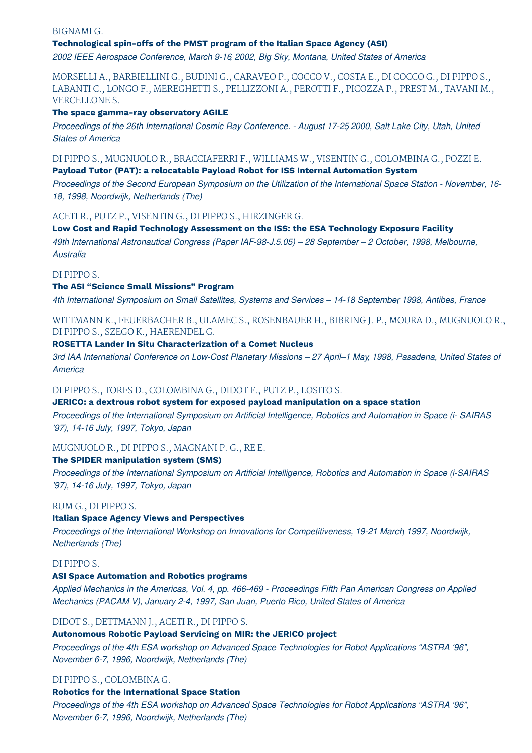BIGNAMI G.

**Technological spin-offs of the PMST program of the Italian Space Agency (ASI)**

*2002 IEEE Aerospace Conference, March 9-16, 2002, Big Sky, Montana, United States of America*

MORSELLI A., BARBIELLINI G., BUDINI G., CARAVEO P., COCCO V., COSTA E., DI COCCO G., DI PIPPO S., LABANTI C., LONGO F., MEREGHETTI S., PELLIZZONI A., PEROTTI F., PICOZZA P., PREST M., TAVANI M., VERCELLONE S.

**The space gamma-ray observatory AGILE**

*Proceedings of the 26th International Cosmic Ray Conference. - August 17-25, 2000, Salt Lake City, Utah, United States of America*

DI PIPPO S., MUGNUOLO R., BRACCIAFERRI F., WILLIAMS W., VISENTIN G., COLOMBINA G., POZZI E.

**Payload Tutor (PAT): a relocatable Payload Robot for ISS Internal Automation System**

*Proceedings of the Second European Symposium on the Utilization of the International Space Station - November, 16-18, 1998, Noordwijk, Netherlands (The)*

ACETI R., PUTZ P., VISENTIN G., DI PIPPO S., HIRZINGER G.

**Low Cost and Rapid Technology Assessment on the ISS: the ESA Technology Exposure Facility**

*49th International Astronautical Congress (Paper IAF-98-J.5.05) – 28 September – 2 October, 1998, Melbourne, Australia*

DI PIPPO S.

**The ASI "Science Small Missions" Program**

*4th International Symposium on Small Satellites, Systems and Services – 14-18 September, 1998, Antibes, France*

WITTMANN K., FEUERBACHER B., ULAMEC S., ROSENBAUER H., BIBRING J. P., MOURA D., MUGNUOLO R., DI PIPPO S., SZEGO K., HAERENDEL G.

**ROSETTA Lander In Situ Characterization of a Comet Nucleus**

*3rd IAA International Conference on Low-Cost Planetary Missions – 27 April–1 May, 1998, Pasadena, United States of America*

DI PIPPO S., TORFS D., COLOMBINA G., DIDOT F., PUTZ P., LOSITO S.

**JERICO: a dextrous robot system for exposed payload manipulation on a space station**

*Proceedings of the International Symposium on Artificial Intelligence, Robotics and Automation in Space (i- SAIRAS '97), 14-16 July, 1997, Tokyo, Japan*

MUGNUOLO R., DI PIPPO S., MAGNANI P. G., RE E.

**The SPIDER manipulation system (SMS)**

*Proceedings of the International Symposium on Artificial Intelligence, Robotics and Automation in Space (i-SAIRAS '97), 14-16 July, 1997, Tokyo, Japan*

RUM G., DI PIPPO S.

**Italian Space Agency Views and Perspectives**

*Proceedings of the International Workshop on Innovations for Competitiveness, 19-21 March, 1997, Noordwijk, Netherlands (The)*

DI PIPPO S.

**ASI Space Automation and Robotics programs**

*Applied Mechanics in the Americas, Vol. 4, pp. 466-469 - Proceedings Fifth Pan American Congress on Applied Mechanics (PACAM V), January 2-4, 1997, San Juan, Puerto Rico, United States of America*

DIDOT S., DETTMANN J., ACETI R., DI PIPPO S.

**Autonomous Robotic Payload Servicing on MIR: the JERICO project**

*Proceedings of the 4th ESA workshop on Advanced Space Technologies for Robot Applications "ASTRA '96", November 6-7, 1996, Noordwijk, Netherlands (The)*

DI PIPPO S., COLOMBINA G.

**Robotics for the International Space Station**

*Proceedings of the 4th ESA workshop on Advanced Space Technologies for Robot Applications "ASTRA '96", November 6-7, 1996, Noordwijk, Netherlands (The)*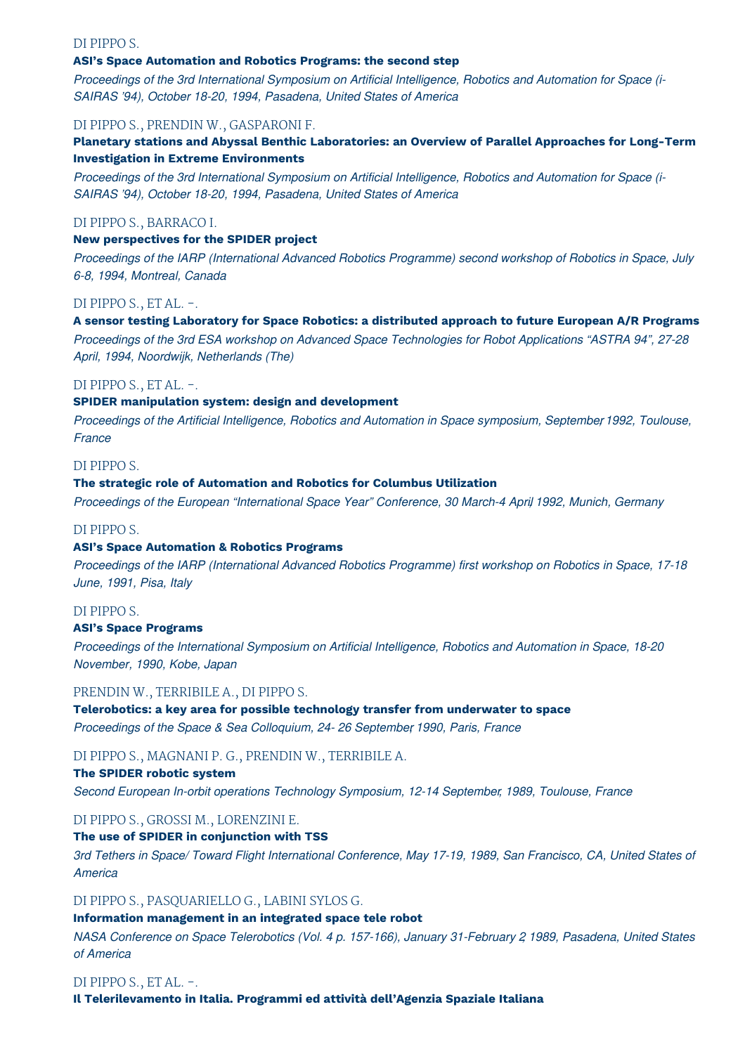DI PIPPO S.

**ASI's Space Automation and Robotics Programs: the second step**

*Proceedings of the 3rd International Symposium on Artificial Intelligence, Robotics and Automation for Space (i-SAIRAS '94), October 18-20, 1994, Pasadena, United States of America*

DI PIPPO S., PRENDIN W., GASPARONI F.

**Planetary stations and Abyssal Benthic Laboratories: an Overview of Parallel Approaches for Long-Term Investigation in Extreme Environments**

*Proceedings of the 3rd International Symposium on Artificial Intelligence, Robotics and Automation for Space (i-SAIRAS '94), October 18-20, 1994, Pasadena, United States of America*

DI PIPPO S., BARRACO I.

**New perspectives for the SPIDER project**

*Proceedings of the IARP (International Advanced Robotics Programme) second workshop of Robotics in Space, July 6-8, 1994, Montreal, Canada*

DI PIPPO S., ET AL. -.

**A sensor testing Laboratory for Space Robotics: a distributed approach to future European A/R Programs**

*Proceedings of the 3rd ESA workshop on Advanced Space Technologies for Robot Applications "ASTRA 94", 27-28 April, 1994, Noordwijk, Netherlands (The)*

DI PIPPO S., ET AL. -.

**SPIDER manipulation system: design and development**

*Proceedings of the Artificial Intelligence, Robotics and Automation in Space symposium, September 1992, Toulouse, France*

DI PIPPO S.

**The strategic role of Automation and Robotics for Columbus Utilization**

*Proceedings of the European "International Space Year" Conference, 30 March-4 April 1992, Munich, Germany*

DI PIPPO S.

**ASI's Space Automation & Robotics Programs**

*Proceedings of the IARP (International Advanced Robotics Programme) first workshop on Robotics in Space, 17-18 June, 1991, Pisa, Italy*

DI PIPPO S.

**ASI's Space Programs**

*Proceedings of the International Symposium on Artificial Intelligence, Robotics and Automation in Space, 18-20 November, 1990, Kobe, Japan*

PRENDIN W., TERRIBILE A., DI PIPPO S.

**Telerobotics: a key area for possible technology transfer from underwater to space**

*Proceedings of the Space & Sea Colloquium, 24- 26 September 1990, Paris, France*

DI PIPPO S., MAGNANI P. G., PRENDIN W., TERRIBILE A.

**The SPIDER robotic system**

*Second European In-orbit operations Technology Symposium, 12-14 September, 1989, Toulouse, France*

DI PIPPO S., GROSSI M., LORENZINI E.

**The use of SPIDER in conjunction with TSS**

*3rd Tethers in Space/ Toward Flight International Conference, May 17-19, 1989, San Francisco, CA, United States of America*

DI PIPPO S., PASQUARIELLO G., LABINI SYLOS G.

**Information management in an integrated space tele robot**

*NASA Conference on Space Telerobotics (Vol. 4 p. 157-166), January 31-February 2, 1989, Pasadena, United States of America*

DI PIPPO S., ET AL. -.

**Il Telerilevamento in Italia. Programmi ed attività dell'Agenzia Spaziale Italiana**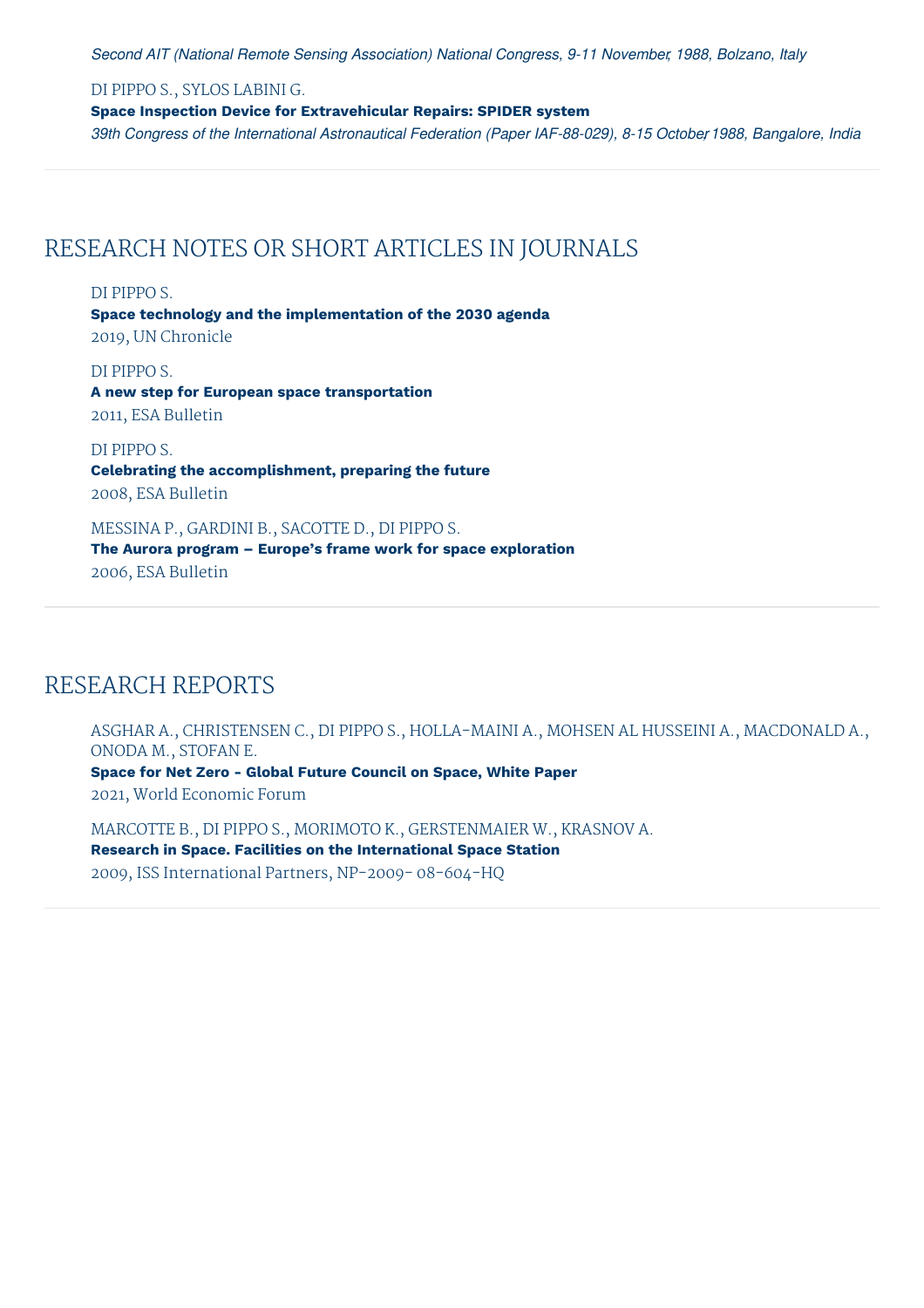*Second AIT (National Remote Sensing Association) National Congress, 9-11 November, 1988, Bolzano, Italy*

DI PIPPO S., SYLOS LABINI G.
**Space Inspection Device for Extravehicular Repairs: SPIDER system**
*39th Congress of the International Astronautical Federation (Paper IAF-88-029), 8-15 October, 1988, Bangalore, India*

## RESEARCH NOTES OR SHORT ARTICLES IN JOURNALS

DI PIPPO S.
**Space technology and the implementation of the 2030 agenda**
2019, UN Chronicle

DI PIPPO S.
**A new step for European space transportation**
2011, ESA Bulletin

DI PIPPO S.
**Celebrating the accomplishment, preparing the future**
2008, ESA Bulletin

MESSINA P., GARDINI B., SACOTTE D., DI PIPPO S.
**The Aurora program – Europe's frame work for space exploration**
2006, ESA Bulletin

## RESEARCH REPORTS

ASGHAR A., CHRISTENSEN C., DI PIPPO S., HOLLA-MAINI A., MOHSEN AL HUSSEINI A., MACDONALD A., ONODA M., STOFAN E.
**Space for Net Zero - Global Future Council on Space, White Paper**
2021, World Economic Forum

MARCOTTE B., DI PIPPO S., MORIMOTO K., GERSTENMAIER W., KRASNOV A.
**Research in Space. Facilities on the International Space Station**
2009, ISS International Partners, NP-2009- 08-604-HQ